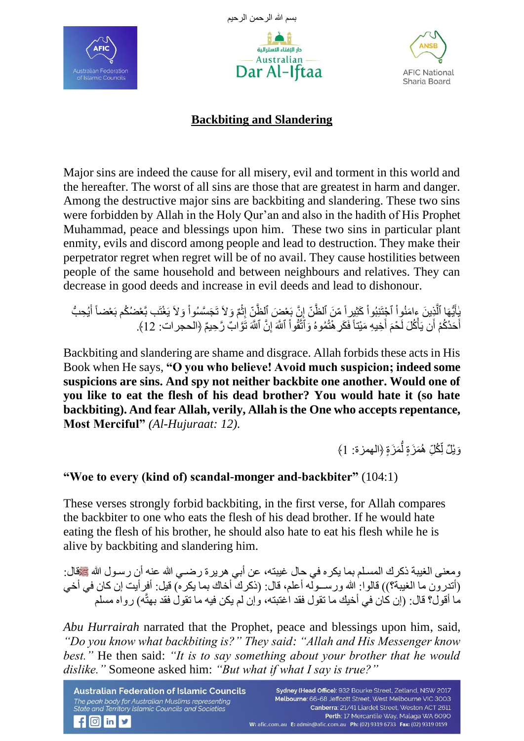بسم الله الرحمن الرحيم

# Backbiting and Slandering

Major sins are indeed the cause for all misery, evil and torment in this world and the hereafter. The worst of all sins are those that are greatest in harm and danger. Among the destructive major sins are backbiting and slandering. These two sins were forbidden by Allah in the Holy Qur'an and also in the hadith of His Prophet Muhammad, peace and blessings upon him. These two sins in particular plant enmity, evils and discord among people and lead to destruction. They make their perpetrator regret when regret will be of no avail. They cause hostilities between people of the same household and between neighbours and relatives. They can decrease in good deeds and increase in evil deeds and lead to dishonour.

يٰأَيُّهَا ٱلَّذِينَ ءامَنُواْ ٱجْتَنِبُواْ كَثِيراً مّنَ ٱلظَّنّ إِنَّ بَعْضَ ٱلظَّنّ إِثْمٌ وَلاَ تَجَسَّسُواْ وَلاَ يَغْتَب بَّعْضُكُم بَعْضاً أَيُحِبُّ أَحَدُكُمْ أَن يَأْكُلَ لَحْمَ أَخِيهِ مَيْتاً فَكَرِهْتُمُوهُ وَٱتَّقُواْ ٱللَّهَ إِنَّ ٱللَّهَ تَوَّابٌ رَّحِيمٌ ﴿الحجرات: 12﴾.

Backbiting and slandering are shame and disgrace. Allah forbids these acts in His Book when He says, **"O you who believe! Avoid much suspicion; indeed some suspicions are sins. And spy not neither backbite one another. Would one of you like to eat the flesh of his dead brother? You would hate it (so hate backbiting). And fear Allah, verily, Allah is the One who accepts repentance, Most Merciful"** *(Al-Hujuraat: 12).*

وَيْلٌ لِّكُلِّ هُمَزَةٍ لُّمَزَةٍ ﴿الهمزة: 1﴾

**"Woe to every (kind of) scandal-monger and-backbiter"** (104:1)

These verses strongly forbid backbiting, in the first verse, for Allah compares the backbiter to one who eats the flesh of his dead brother. If he would hate eating the flesh of his brother, he should also hate to eat his flesh while he is alive by backbiting and slandering him.

ومعنى الغيبة ذكرك المسلم بما يكره في حال غيبته، عن أبي هريرة رضي الله عنه أن رسول الله ﷺ قال: (أتدرون ما الغيبة؟)) قالوا: الله ورسوله أعلم، قال: (ذكرك أخاك بما يكره) قيل: أفرأيت إن كان في أخي ما أقول؟ قال: (إن كان في أخيك ما تقول فقد اغتبته، وإن لم يكن فيه ما تقول فقد بهتَّه) رواه مسلم

*Abu Hurrairah* narrated that the Prophet, peace and blessings upon him, said, *"Do you know what backbiting is?" They said: "Allah and His Messenger know best."* He then said: *"It is to say something about your brother that he would dislike."* Someone asked him: *"But what if what I say is true?"*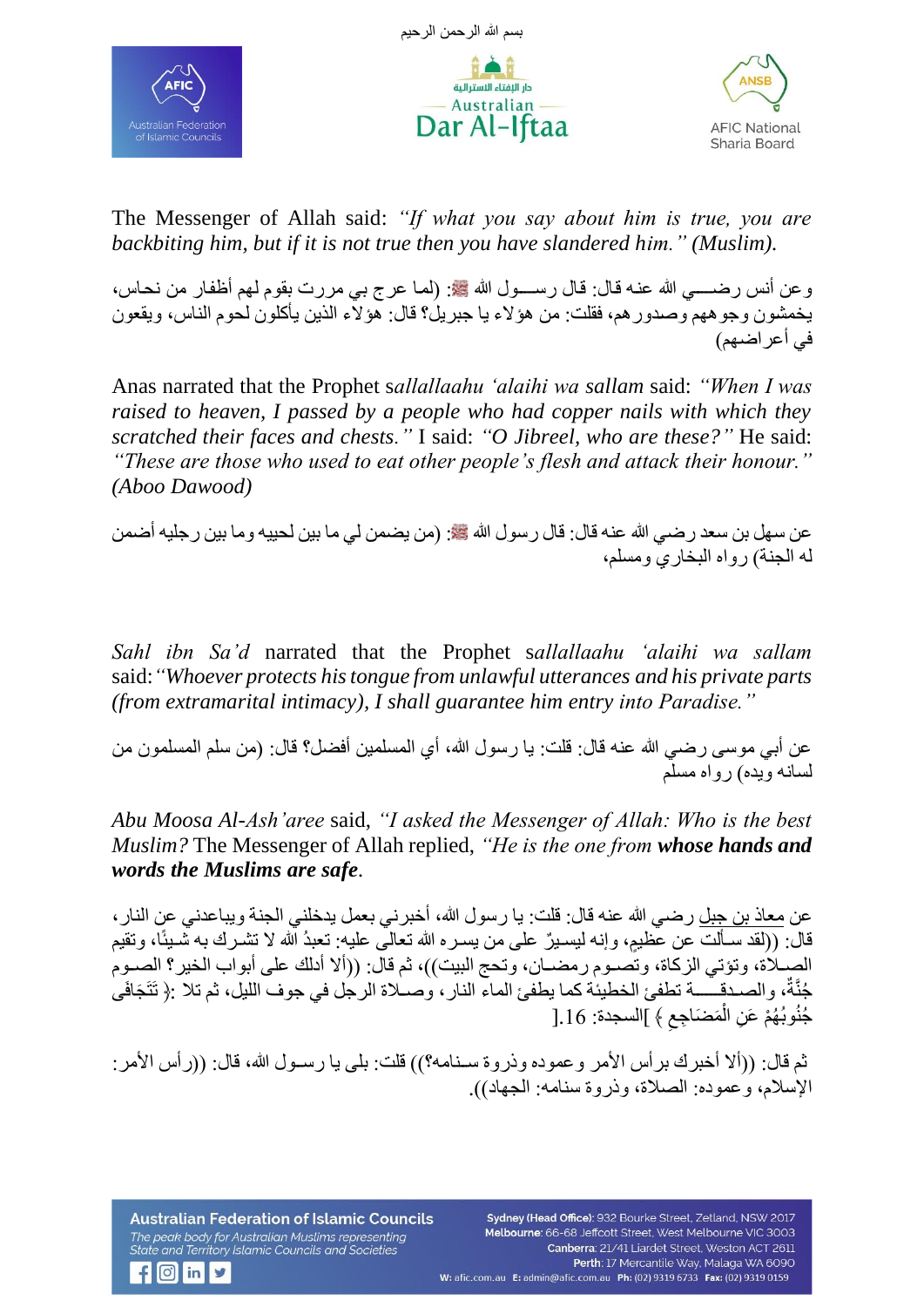The Messenger of Allah said: *"If what you say about him is true, you are backbiting him, but if it is not true then you have slandered him." (Muslim).*

وعن أنس رضـــي الله عنه قال: قال رســـول الله ﷺ: (لما عرج بي مررت بقوم لهم أظفار من نحاس، يخمشون وجوههم وصدورهم، فقلت: من هؤلاء يا جبريل؟ قال: هؤلاء الذين يأكلون لحوم الناس، ويقعون في أعراضهم)

Anas narrated that the Prophet s*allallaahu 'alaihi wa sallam* said: *"When I was raised to heaven, I passed by a people who had copper nails with which they scratched their faces and chests."* I said: *"O Jibreel, who are these?"* He said: *"These are those who used to eat other people's flesh and attack their honour." (Aboo Dawood)*

عن سهل بن سعد رضي الله عنه قال: قال رسول الله ﷺ: (من يضمن لي ما بين لحييه وما بين رجليه أضمن له الجنة) رواه البخاري ومسلم،

*Sahl ibn Sa'd* narrated that the Prophet s*allallaahu 'alaihi wa sallam* said: *"Whoever protects his tongue from unlawful utterances and his private parts (from extramarital intimacy), I shall guarantee him entry into Paradise."*

عن أبي موسى رضي الله عنه قال: قلت: يا رسول الله، أي المسلمين أفضل؟ قال: (من سلم المسلمون من لسانه ويده) رواه مسلم

*Abu Moosa Al-Ash'aree* said, *"I asked the Messenger of Allah: Who is the best Muslim?* The Messenger of Allah replied, *"He is the one from* ***whose hands and words the Muslims are safe***.

عن معاذ بن جبل رضي الله عنه قال: قلت: يا رسول الله، أخبرني بعمل يدخلني الجنة ويباعدني عن النار، قال: ((لقد سألت عن عظيم، وإنه ليسيرٌ على من يسره الله تعالى عليه: تعبدُ الله لا تشرك به شيئًا، وتقيم الصلاة، وتؤتي الزكاة، وتصوم رمضان، وتحج البيت))، ثم قال: ((ألا أدلك على أبواب الخير؟ الصوم جُنَّةٌ، والصدقة تطفئ الخطيئة كما يطفئ الماء النار، وصلاة الرجل في جوف الليل، ثم تلا :﴿ تَتَجَافَى جُنُوبُهُمْ عَنِ الْمَضَاجِعِ ﴾ ]السجدة: 16[.

ثم قال: ((ألا أخبرك برأس الأمر وعموده وذروة سنامه؟)) قلت: بلى يا رسول الله، قال: ((رأس الأمر: الإسلام، وعموده: الصلاة، وذروة سنامه: الجهاد)).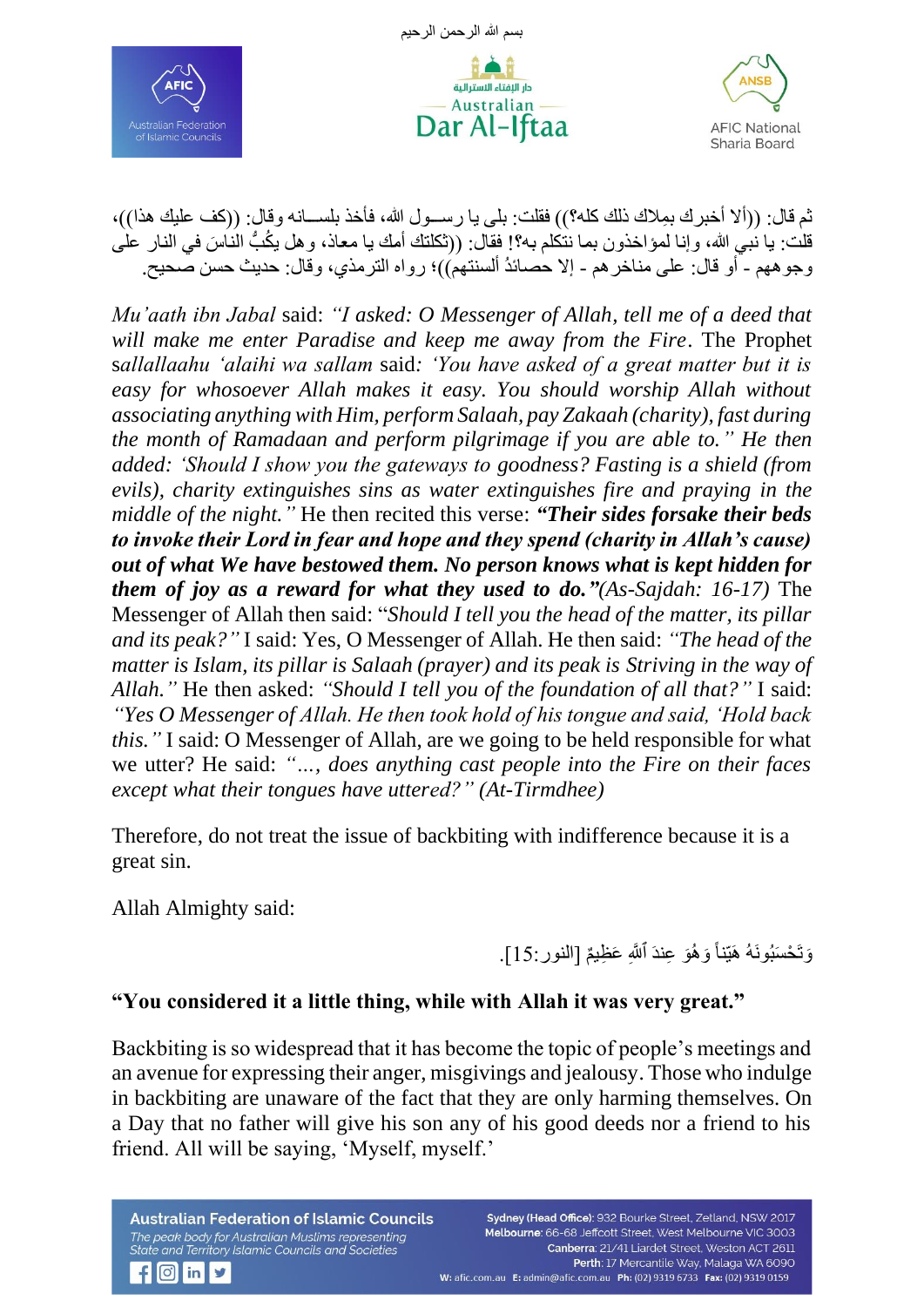ثم قال: ((ألا أخبرك بمِلاك ذلك كله؟)) فقلت: بلى يا رسـول الله، فأخذ بلسـانه وقال: ((كف عليك هذا))، قلت: يا نبي الله، وإنا لمؤاخذون بما نتكلم به؟! فقال: ((ثكلتك أمك يا معاذ، وهل يكُبُّ الناسَ في النار على وجوههم - أو قال: على مناخرهم - إلا حصائدُ ألسنتهم))؛ رواه الترمذي، وقال: حديث حسن صحيح.

*Mu'aath ibn Jabal* said: *"I asked: O Messenger of Allah, tell me of a deed that will make me enter Paradise and keep me away from the Fire*. The Prophet *sallallaahu 'alaihi wa sallam* said*: 'You have asked of a great matter but it is easy for whosoever Allah makes it easy. You should worship Allah without associating anything with Him, perform Salaah, pay Zakaah (charity), fast during the month of Ramadaan and perform pilgrimage if you are able to." He then added: 'Should I show you the gateways to goodness? Fasting is a shield (from evils), charity extinguishes sins as water extinguishes fire and praying in the middle of the night."* He then recited this verse: ***"Their sides forsake their beds to invoke their Lord in fear and hope and they spend (charity in Allah's cause) out of what We have bestowed them. No person knows what is kept hidden for them of joy as a reward for what they used to do."****(As-Sajdah: 16-17)* The Messenger of Allah then said: "*Should I tell you the head of the matter, its pillar and its peak?"* I said: Yes, O Messenger of Allah. He then said: *"The head of the matter is Islam, its pillar is Salaah (prayer) and its peak is Striving in the way of Allah."* He then asked: *"Should I tell you of the foundation of all that?"* I said: *"Yes O Messenger of Allah. He then took hold of his tongue and said, 'Hold back this."* I said: O Messenger of Allah, are we going to be held responsible for what we utter? He said: *"…, does anything cast people into the Fire on their faces except what their tongues have uttered?" (At-Tirmdhee)*

Therefore, do not treat the issue of backbiting with indifference because it is a great sin.

Allah Almighty said:

وَتَحْسَبُونَهُ هَيِّناً وَهُوَ عِندَ ٱللَّهِ عَظِيمٌ [النور:15].

**"You considered it a little thing, while with Allah it was very great."**

Backbiting is so widespread that it has become the topic of people's meetings and an avenue for expressing their anger, misgivings and jealousy. Those who indulge in backbiting are unaware of the fact that they are only harming themselves. On a Day that no father will give his son any of his good deeds nor a friend to his friend. All will be saying, 'Myself, myself.'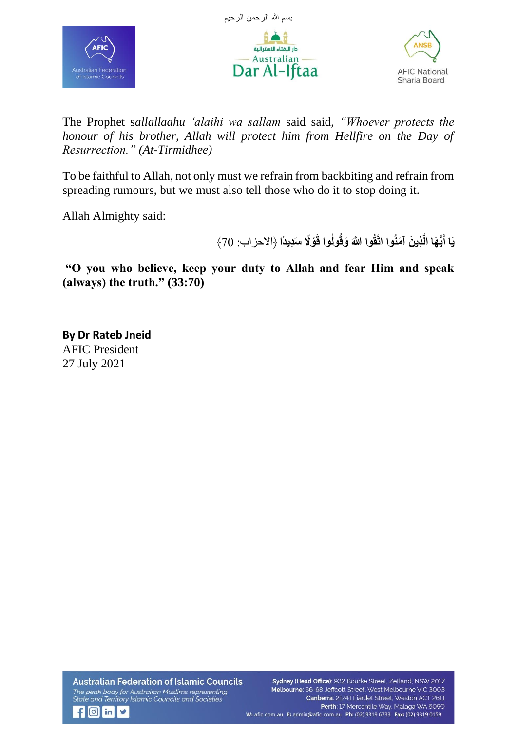The Prophet s*allallaahu ‘alaihi wa sallam* said said, *“Whoever protects the honour of his brother, Allah will protect him from Hellfire on the Day of Resurrection.” (At-Tirmidhee)*

To be faithful to Allah, not only must we refrain from backbiting and refrain from spreading rumours, but we must also tell those who do it to stop doing it.

Allah Almighty said:

**يَا أَيُّهَا الَّذِينَ آمَنُوا اتَّقُوا اللَّهَ وَقُولُوا قَوْلًا سَدِيدًا** ﴿الاحزاب: 70﴾

**“O you who believe, keep your duty to Allah and fear Him and speak (always) the truth.” (33:70)**

**By Dr Rateb Jneid**
AFIC President
27 July 2021